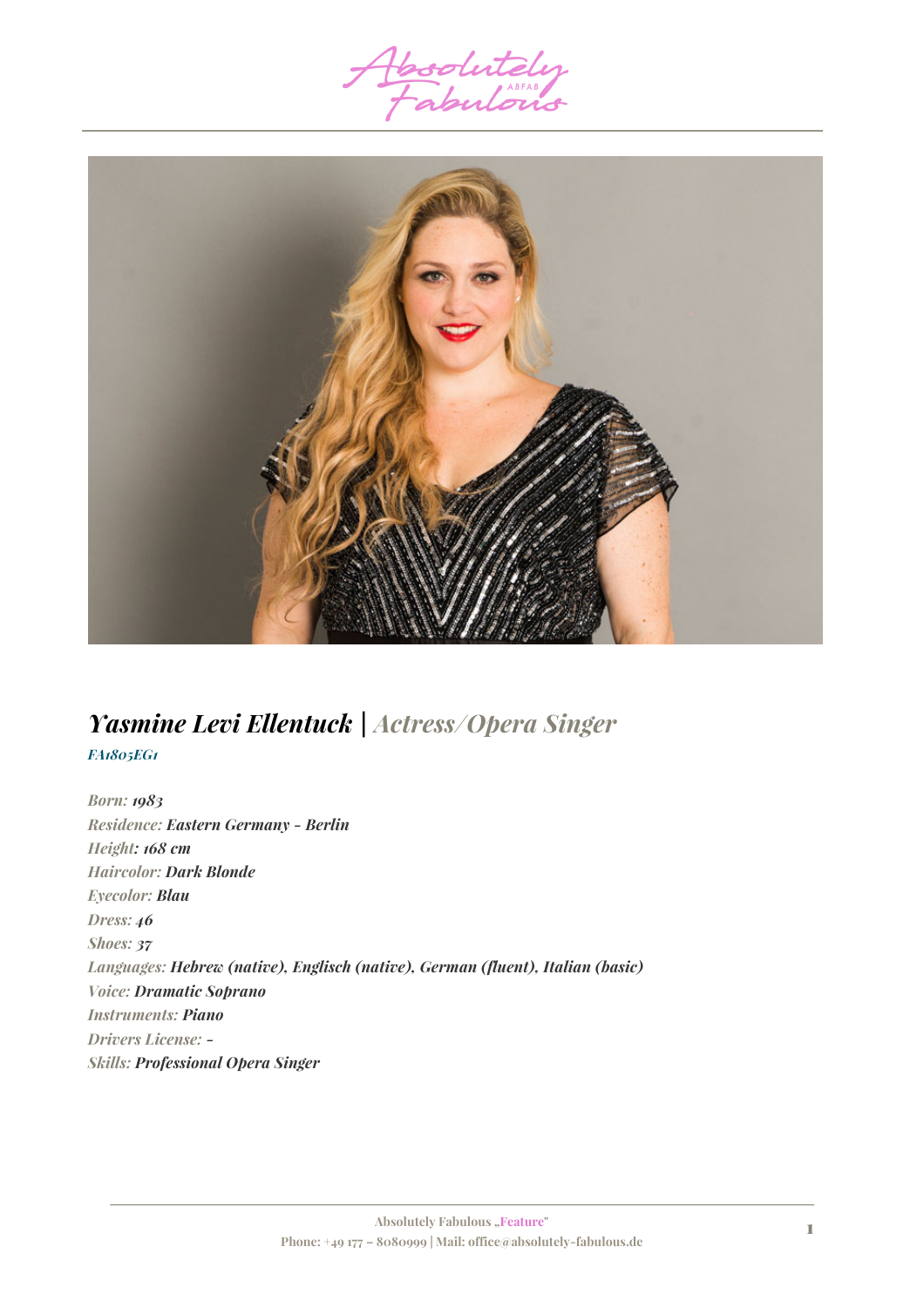Absolutely Fabulous

ABFAB

## *Yasmine Levi Ellentuck | Actress/Opera Singer*

*FA1805EG1*

*Born:* ***1983***
*Residence:* ***Eastern Germany - Berlin***
*Height:* ***168 cm***
*Haircolor:* ***Dark Blonde***
*Eyecolor:* ***Blau***
*Dress:* ***46***
*Shoes:* ***37***
*Languages:* ***Hebrew (native), Englisch (native), German (fluent), Italian (basic)***
*Voice:* ***Dramatic Soprano***
*Instruments:* ***Piano***
*Drivers License:* ***-***
*Skills:* ***Professional Opera Singer***

Absolutely Fabulous „Feature"
Phone: +49 177 – 8080999 | Mail: office@absolutely-fabulous.de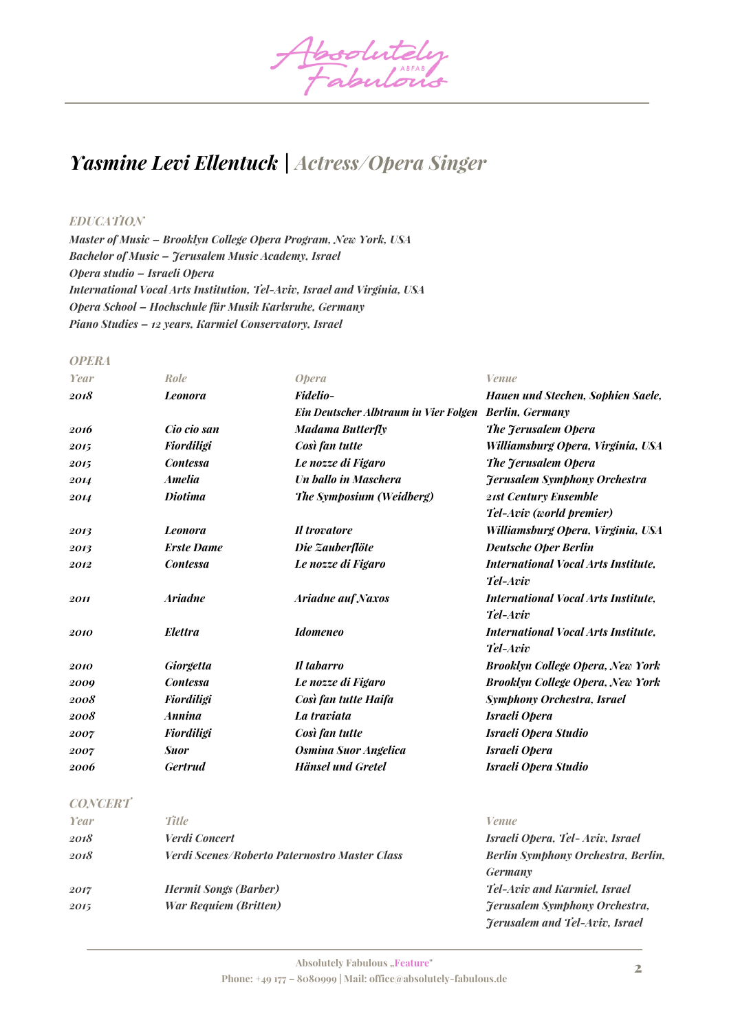# *Yasmine Levi Ellentuck | Actress/Opera Singer*

### *EDUCATION*

*Master of Music – Brooklyn College Opera Program, New York, USA*
*Bachelor of Music – Jerusalem Music Academy, Israel*
*Opera studio – Israeli Opera*
*International Vocal Arts Institution, Tel-Aviv, Israel and Virginia, USA*
*Opera School – Hochschule für Musik Karlsruhe, Germany*
*Piano Studies – 12 years, Karmiel Conservatory, Israel*

### *OPERA*

| Year | Role | Opera | Venue |
|---|---|---|---|
| 2018 | Leonora | Fidelio– Ein Deutscher Albtraum in Vier Folgen | Hauen und Stechen, Sophien Saele, Berlin, Germany |
| 2016 | Cio cio san | Madama Butterfly | The Jerusalem Opera |
| 2015 | Fiordiligi | Così fan tutte | Williamsburg Opera, Virginia, USA |
| 2015 | Contessa | Le nozze di Figaro | The Jerusalem Opera |
| 2014 | Amelia | Un ballo in Maschera | Jerusalem Symphony Orchestra |
| 2014 | Diotima | The Symposium (Weidberg) | 21st Century Ensemble Tel-Aviv (world premier) |
| 2013 | Leonora | Il trovatore | Williamsburg Opera, Virginia, USA |
| 2013 | Erste Dame | Die Zauberflöte | Deutsche Oper Berlin |
| 2012 | Contessa | Le nozze di Figaro | International Vocal Arts Institute, Tel-Aviv |
| 2011 | Ariadne | Ariadne auf Naxos | International Vocal Arts Institute, Tel-Aviv |
| 2010 | Elettra | Idomeneo | International Vocal Arts Institute, Tel-Aviv |
| 2010 | Giorgetta | Il tabarro | Brooklyn College Opera, New York |
| 2009 | Contessa | Le nozze di Figaro | Brooklyn College Opera, New York |
| 2008 | Fiordiligi | Così fan tutte Haifa | Symphony Orchestra, Israel |
| 2008 | Annina | La traviata | Israeli Opera |
| 2007 | Fiordiligi | Così fan tutte | Israeli Opera Studio |
| 2007 | Suor | Osmina Suor Angelica | Israeli Opera |
| 2006 | Gertrud | Hänsel und Gretel | Israeli Opera Studio |

### *CONCERT*

| Year | Title | Venue |
|---|---|---|
| 2018 | Verdi Concert | Israeli Opera, Tel- Aviv, Israel |
| 2018 | Verdi Scenes/Roberto Paternostro Master Class | Berlin Symphony Orchestra, Berlin, Germany |
| 2017 | Hermit Songs (Barber) | Tel-Aviv and Karmiel, Israel |
| 2015 | War Requiem (Britten) | Jerusalem Symphony Orchestra, Jerusalem and Tel-Aviv, Israel |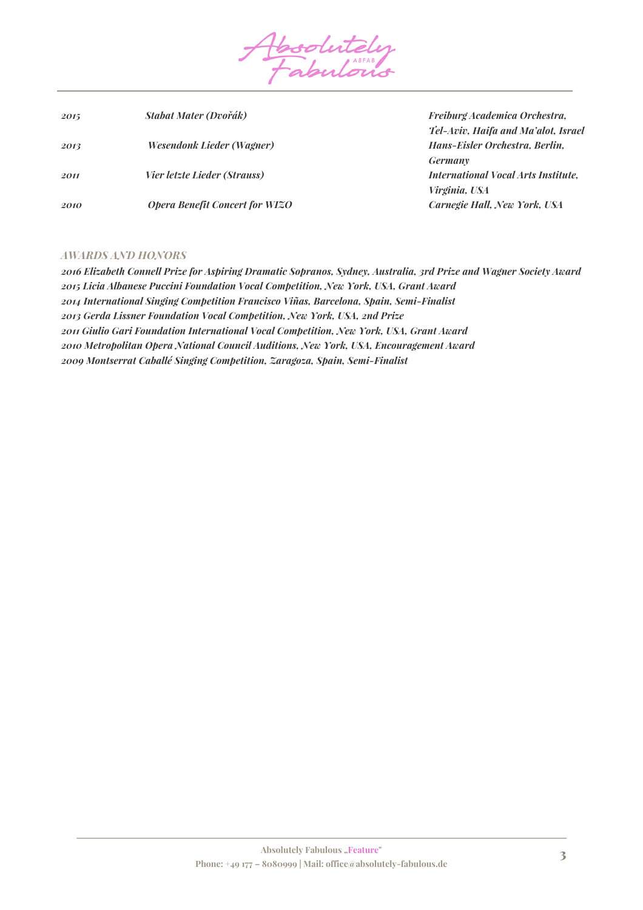| | | |
|---|---|---|
| *2015* | ***Stabat Mater (Dvořák)*** | ***Freiburg Academica Orchestra, Tel-Aviv, Haifa and Ma'alot, Israel*** |
| *2013* | ***Wesendonk Lieder (Wagner)*** | ***Hans-Eisler Orchestra, Berlin, Germany*** |
| *2011* | ***Vier letzte Lieder (Strauss)*** | ***International Vocal Arts Institute, Virginia, USA*** |
| *2010* | ***Opera Benefit Concert for WIZO*** | ***Carnegie Hall, New York, USA*** |

## AWARDS AND HONORS

***2016 Elizabeth Connell Prize for Aspiring Dramatic Sopranos, Sydney, Australia, 3rd Prize and Wagner Society Award***
***2015 Licia Albanese Puccini Foundation Vocal Competition, New York, USA, Grant Award***
***2014 International Singing Competition Francisco Viñas, Barcelona, Spain, Semi-Finalist***
***2013 Gerda Lissner Foundation Vocal Competition, New York, USA, 2nd Prize***
***2011 Giulio Gari Foundation International Vocal Competition, New York, USA, Grant Award***
***2010 Metropolitan Opera National Council Auditions, New York, USA, Encouragement Award***
***2009 Montserrat Caballé Singing Competition, Zaragoza, Spain, Semi-Finalist***